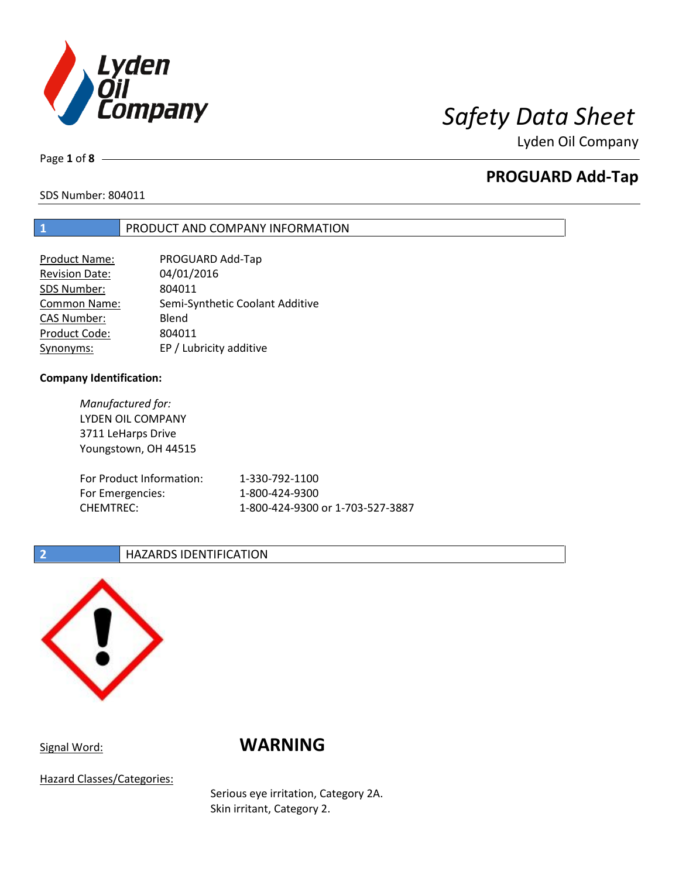# Safety Data Sheet

Lyden Oil Company

## PROGUARD Add-Tap

SDS Number: 804011

## 1 PRODUCT AND COMPANY INFORMATION

| | |
|---|---|
| Product Name: | PROGUARD Add-Tap |
| Revision Date: | 04/01/2016 |
| SDS Number: | 804011 |
| Common Name: | Semi-Synthetic Coolant Additive |
| CAS Number: | Blend |
| Product Code: | 804011 |
| Synonyms: | EP / Lubricity additive |

**Company Identification:**

*Manufactured for:*
LYDEN OIL COMPANY
3711 LeHarps Drive
Youngstown, OH 44515

| | |
|---|---|
| For Product Information: | 1-330-792-1100 |
| For Emergencies: | 1-800-424-9300 |
| CHEMTREC: | 1-800-424-9300 or 1-703-527-3887 |

## 2 HAZARDS IDENTIFICATION

Signal Word: **WARNING**

Hazard Classes/Categories:

Serious eye irritation, Category 2A.
Skin irritant, Category 2.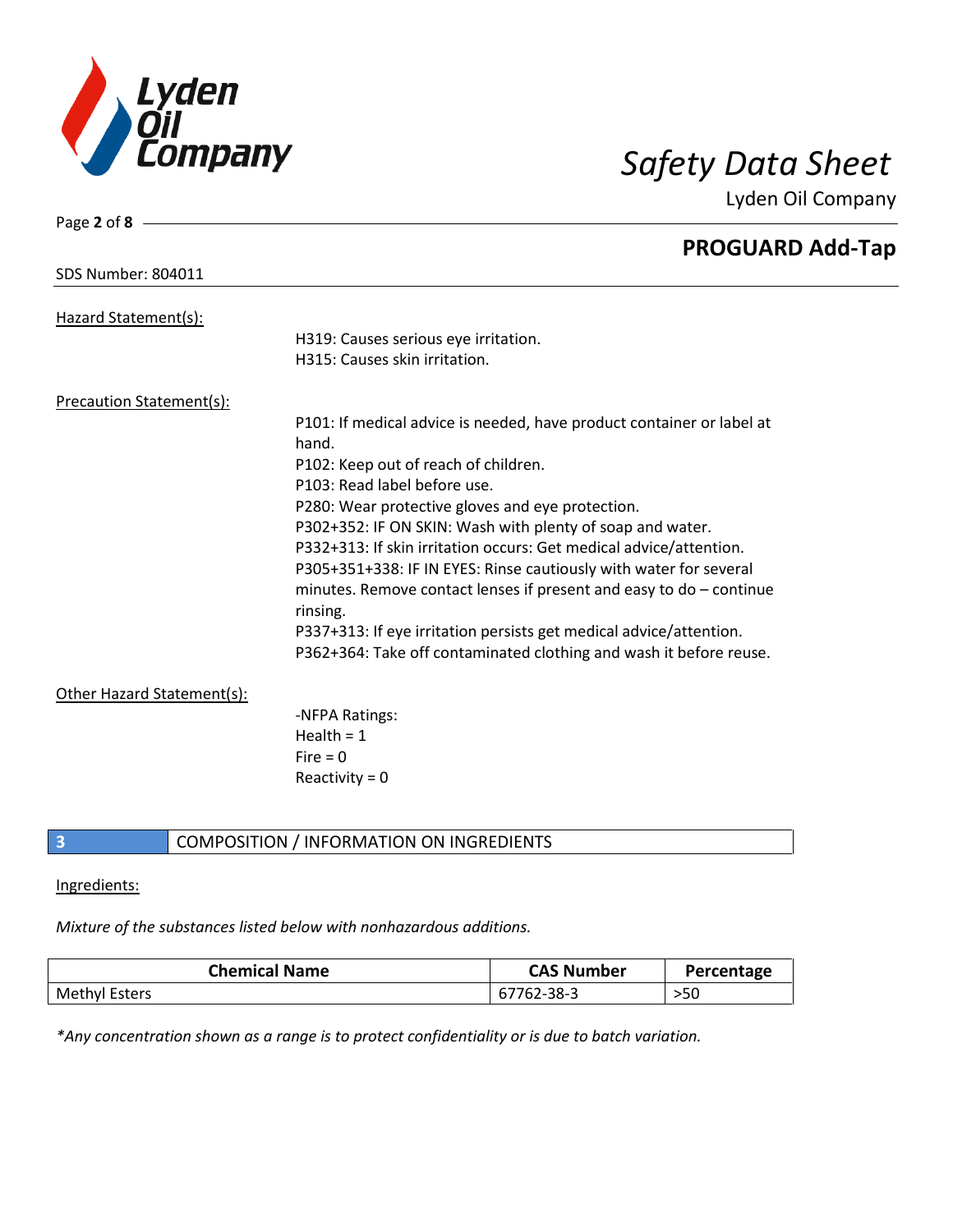Hazard Statement(s):

H319: Causes serious eye irritation.
H315: Causes skin irritation.

Precaution Statement(s):

P101: If medical advice is needed, have product container or label at hand.
P102: Keep out of reach of children.
P103: Read label before use.
P280: Wear protective gloves and eye protection.
P302+352: IF ON SKIN: Wash with plenty of soap and water.
P332+313: If skin irritation occurs: Get medical advice/attention.
P305+351+338: IF IN EYES: Rinse cautiously with water for several minutes. Remove contact lenses if present and easy to do – continue rinsing.
P337+313: If eye irritation persists get medical advice/attention.
P362+364: Take off contaminated clothing and wash it before reuse.

Other Hazard Statement(s):

-NFPA Ratings:
Health = 1
Fire = 0
Reactivity = 0

## 3 COMPOSITION / INFORMATION ON INGREDIENTS

Ingredients:

*Mixture of the substances listed below with nonhazardous additions.*

| Chemical Name | CAS Number | Percentage |
|---|---|---|
| Methyl Esters | 67762-38-3 | >50 |

*\*Any concentration shown as a range is to protect confidentiality or is due to batch variation.*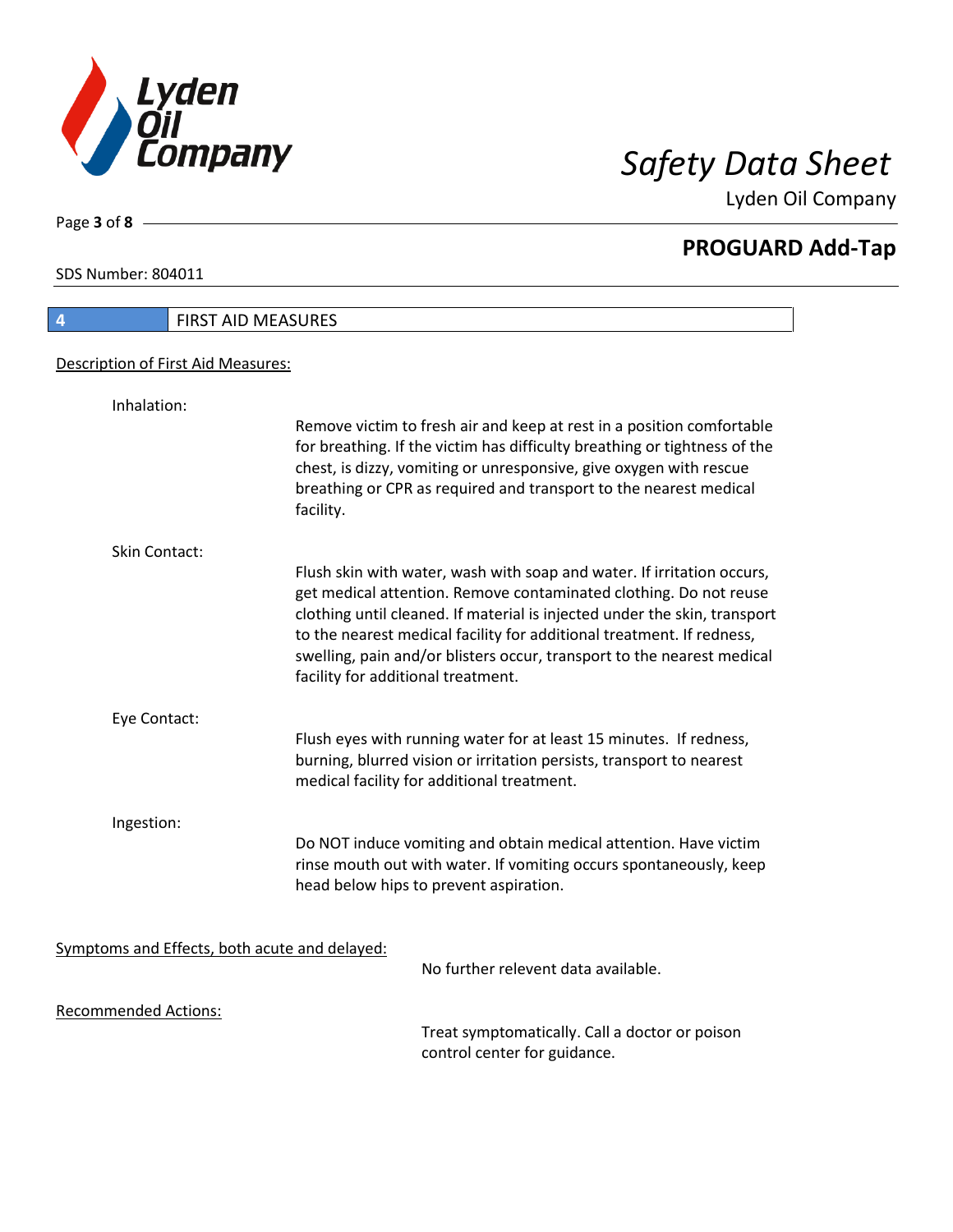## 4 FIRST AID MEASURES

Description of First Aid Measures:

**Inhalation:**

Remove victim to fresh air and keep at rest in a position comfortable for breathing. If the victim has difficulty breathing or tightness of the chest, is dizzy, vomiting or unresponsive, give oxygen with rescue breathing or CPR as required and transport to the nearest medical facility.

**Skin Contact:**

Flush skin with water, wash with soap and water. If irritation occurs, get medical attention. Remove contaminated clothing. Do not reuse clothing until cleaned. If material is injected under the skin, transport to the nearest medical facility for additional treatment. If redness, swelling, pain and/or blisters occur, transport to the nearest medical facility for additional treatment.

**Eye Contact:**

Flush eyes with running water for at least 15 minutes. If redness, burning, blurred vision or irritation persists, transport to nearest medical facility for additional treatment.

**Ingestion:**

Do NOT induce vomiting and obtain medical attention. Have victim rinse mouth out with water. If vomiting occurs spontaneously, keep head below hips to prevent aspiration.

Symptoms and Effects, both acute and delayed:

No further relevent data available.

Recommended Actions:

Treat symptomatically. Call a doctor or poison control center for guidance.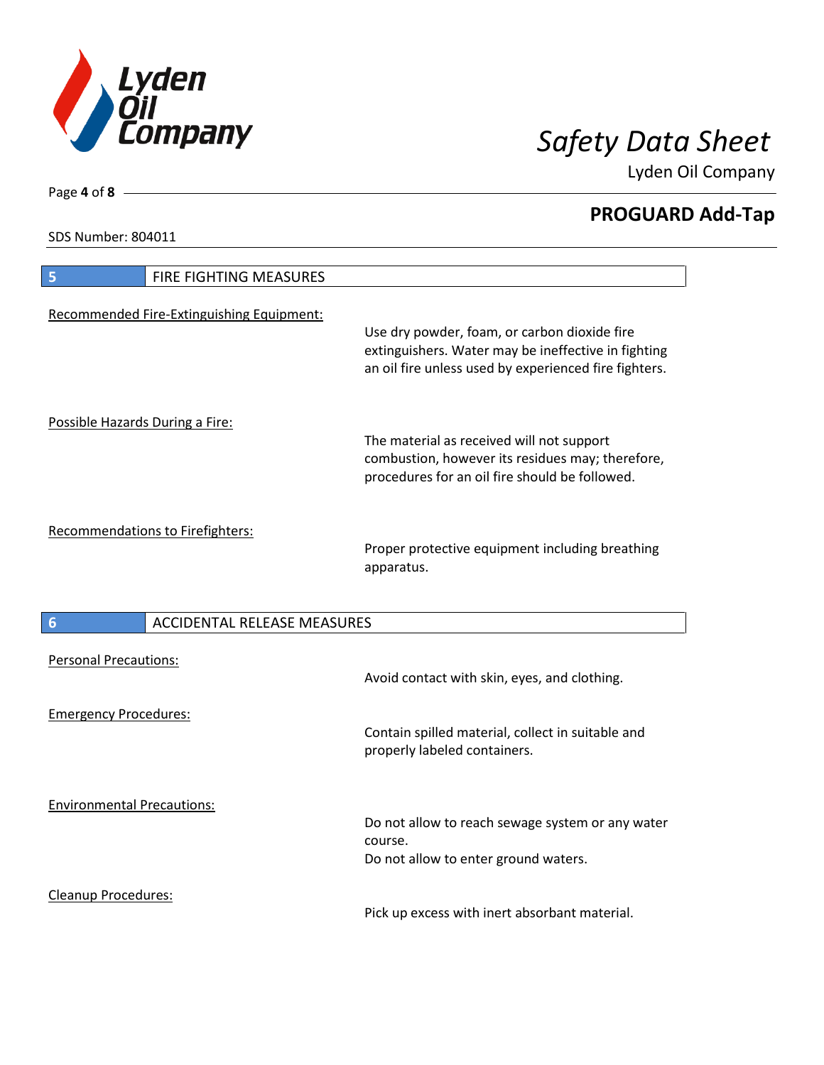## 5 FIRE FIGHTING MEASURES

Recommended Fire-Extinguishing Equipment:

Use dry powder, foam, or carbon dioxide fire extinguishers. Water may be ineffective in fighting an oil fire unless used by experienced fire fighters.

Possible Hazards During a Fire:

The material as received will not support combustion, however its residues may; therefore, procedures for an oil fire should be followed.

Recommendations to Firefighters:

Proper protective equipment including breathing apparatus.

## 6 ACCIDENTAL RELEASE MEASURES

Personal Precautions:

Avoid contact with skin, eyes, and clothing.

Emergency Procedures:

Contain spilled material, collect in suitable and properly labeled containers.

Environmental Precautions:

Do not allow to reach sewage system or any water course.
Do not allow to enter ground waters.

Cleanup Procedures:

Pick up excess with inert absorbant material.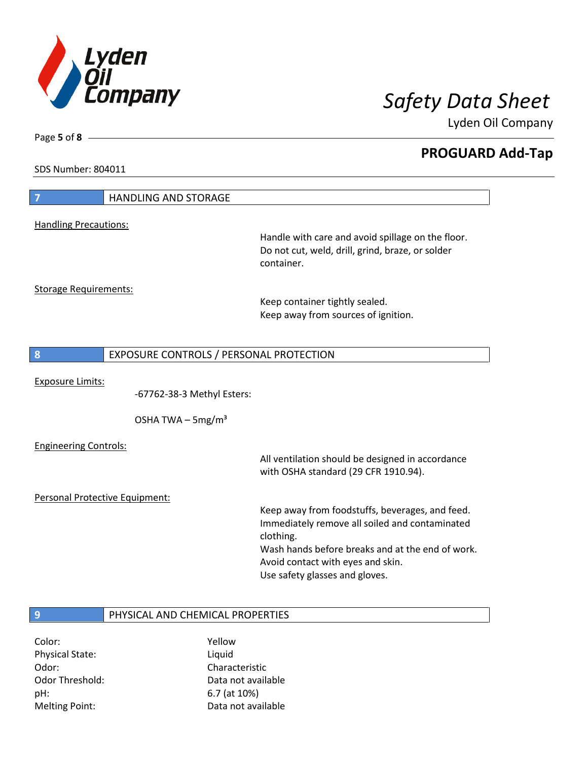## 7 HANDLING AND STORAGE

Handling Precautions:

Handle with care and avoid spillage on the floor.
Do not cut, weld, drill, grind, braze, or solder container.

Storage Requirements:

Keep container tightly sealed.
Keep away from sources of ignition.

## 8 EXPOSURE CONTROLS / PERSONAL PROTECTION

Exposure Limits:

-67762-38-3 Methyl Esters:

OSHA TWA – 5mg/m³

Engineering Controls:

All ventilation should be designed in accordance with OSHA standard (29 CFR 1910.94).

Personal Protective Equipment:

Keep away from foodstuffs, beverages, and feed.
Immediately remove all soiled and contaminated clothing.
Wash hands before breaks and at the end of work.
Avoid contact with eyes and skin.
Use safety glasses and gloves.

## 9 PHYSICAL AND CHEMICAL PROPERTIES

| | |
|---|---|
| Color: | Yellow |
| Physical State: | Liquid |
| Odor: | Characteristic |
| Odor Threshold: | Data not available |
| pH: | 6.7 (at 10%) |
| Melting Point: | Data not available |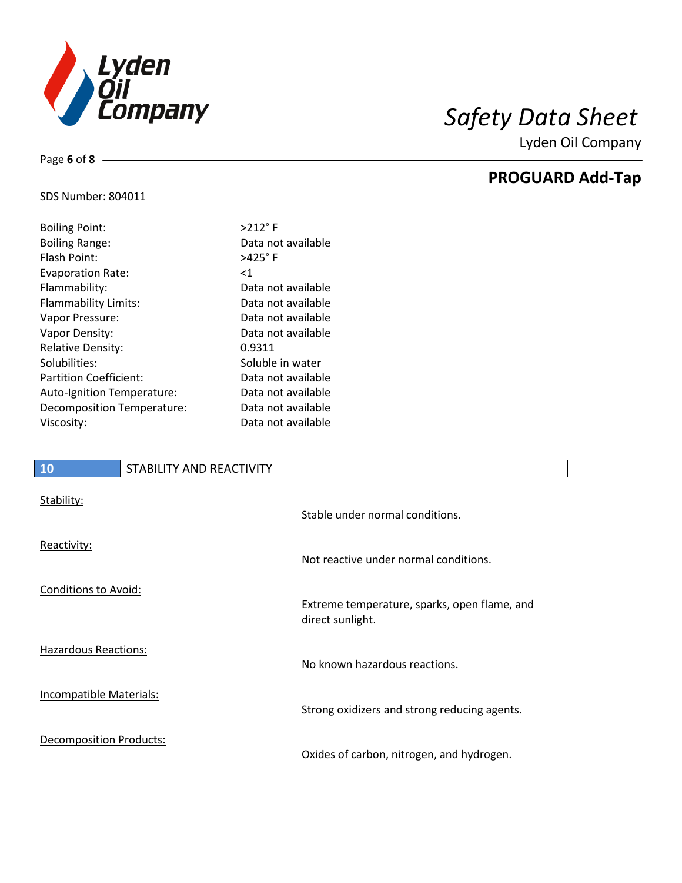SDS Number: 804011

| | |
|---|---|
| Boiling Point: | >212° F |
| Boiling Range: | Data not available |
| Flash Point: | >425° F |
| Evaporation Rate: | <1 |
| Flammability: | Data not available |
| Flammability Limits: | Data not available |
| Vapor Pressure: | Data not available |
| Vapor Density: | Data not available |
| Relative Density: | 0.9311 |
| Solubilities: | Soluble in water |
| Partition Coefficient: | Data not available |
| Auto-Ignition Temperature: | Data not available |
| Decomposition Temperature: | Data not available |
| Viscosity: | Data not available |

## 10 STABILITY AND REACTIVITY

Stability:

Stable under normal conditions.

Reactivity:

Not reactive under normal conditions.

Conditions to Avoid:

Extreme temperature, sparks, open flame, and direct sunlight.

Hazardous Reactions:

No known hazardous reactions.

Incompatible Materials:

Strong oxidizers and strong reducing agents.

Decomposition Products:

Oxides of carbon, nitrogen, and hydrogen.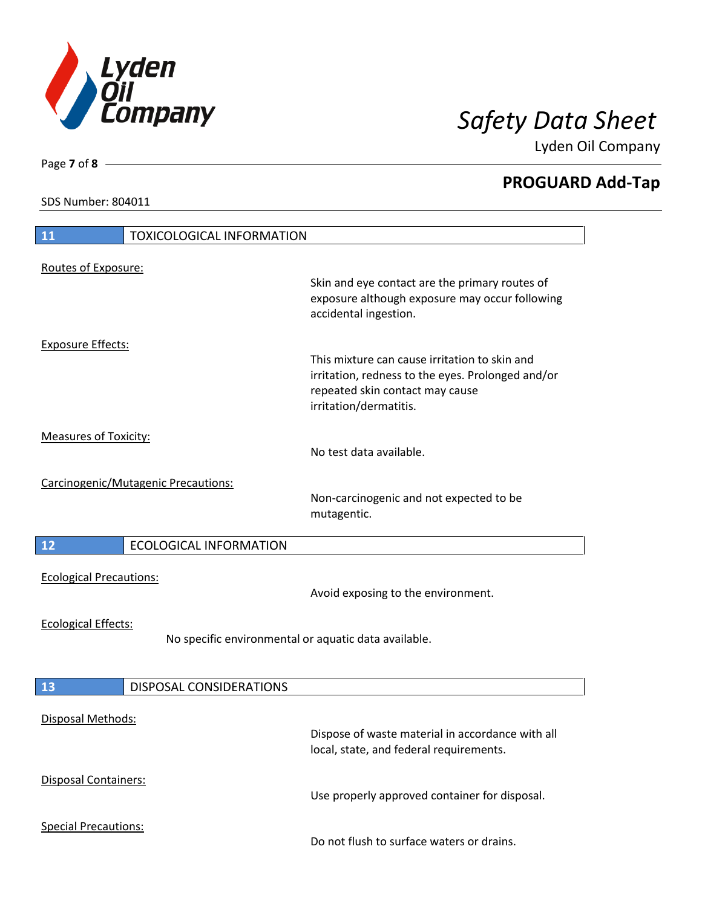## 11 TOXICOLOGICAL INFORMATION

Routes of Exposure:

Skin and eye contact are the primary routes of exposure although exposure may occur following accidental ingestion.

Exposure Effects:

This mixture can cause irritation to skin and irritation, redness to the eyes. Prolonged and/or repeated skin contact may cause irritation/dermatitis.

Measures of Toxicity:

No test data available.

Carcinogenic/Mutagenic Precautions:

Non-carcinogenic and not expected to be mutagentic.

## 12 ECOLOGICAL INFORMATION

Ecological Precautions:

Avoid exposing to the environment.

Ecological Effects:

No specific environmental or aquatic data available.

## 13 DISPOSAL CONSIDERATIONS

Disposal Methods:

Dispose of waste material in accordance with all local, state, and federal requirements.

Disposal Containers:

Use properly approved container for disposal.

Special Precautions:

Do not flush to surface waters or drains.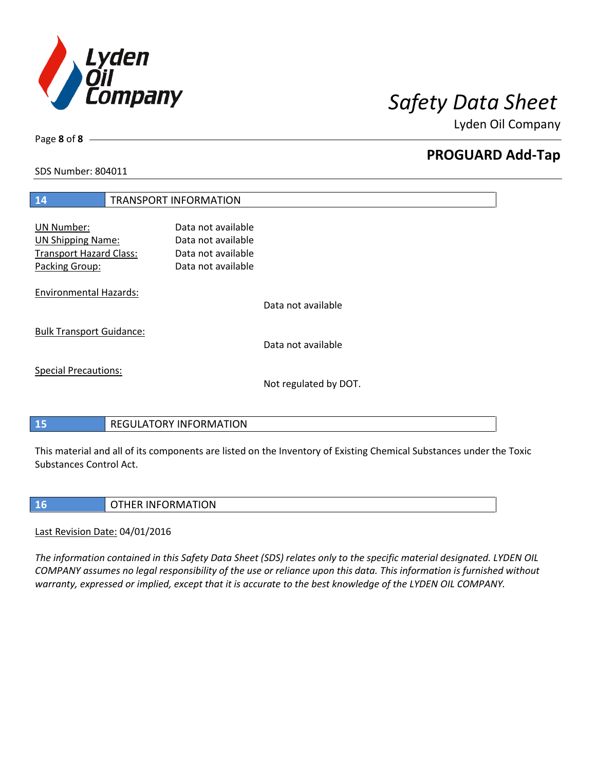## 14 TRANSPORT INFORMATION

UN Number: Data not available
UN Shipping Name: Data not available
Transport Hazard Class: Data not available
Packing Group: Data not available

Environmental Hazards:

Data not available

Bulk Transport Guidance:

Data not available

Special Precautions:

Not regulated by DOT.

## 15 REGULATORY INFORMATION

This material and all of its components are listed on the Inventory of Existing Chemical Substances under the Toxic Substances Control Act.

## 16 OTHER INFORMATION

Last Revision Date: 04/01/2016

*The information contained in this Safety Data Sheet (SDS) relates only to the specific material designated. LYDEN OIL COMPANY assumes no legal responsibility of the use or reliance upon this data. This information is furnished without warranty, expressed or implied, except that it is accurate to the best knowledge of the LYDEN OIL COMPANY.*